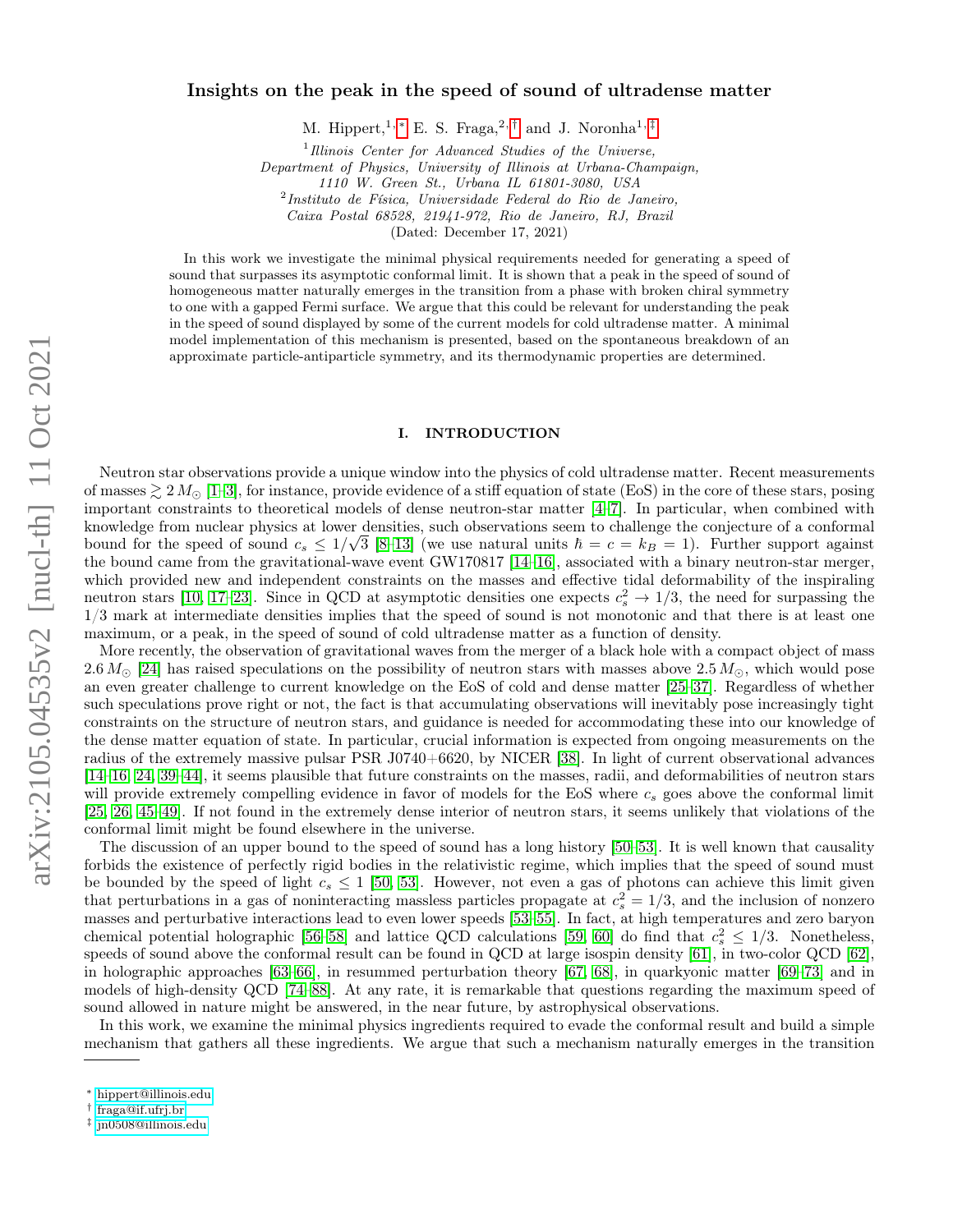# Insights on the peak in the speed of sound of ultradense matter

M. Hippert,[1,*] E. S. Fraga,[2,†] and J. Noronha[1,‡]

[1] *Illinois Center for Advanced Studies of the Universe, Department of Physics, University of Illinois at Urbana-Champaign, 1110 W. Green St., Urbana IL 61801-3080, USA*

[2] *Instituto de Física, Universidade Federal do Rio de Janeiro, Caixa Postal 68528, 21941-972, Rio de Janeiro, RJ, Brazil*

(Dated: December 17, 2021)

In this work we investigate the minimal physical requirements needed for generating a speed of sound that surpasses its asymptotic conformal limit. It is shown that a peak in the speed of sound of homogeneous matter naturally emerges in the transition from a phase with broken chiral symmetry to one with a gapped Fermi surface. We argue that this could be relevant for understanding the peak in the speed of sound displayed by some of the current models for cold ultradense matter. A minimal model implementation of this mechanism is presented, based on the spontaneous breakdown of an approximate particle-antiparticle symmetry, and its thermodynamic properties are determined.

## I. INTRODUCTION

Neutron star observations provide a unique window into the physics of cold ultradense matter. Recent measurements of masses $\gtrsim 2\,M_\odot$ [1–3], for instance, provide evidence of a stiff equation of state (EoS) in the core of these stars, posing important constraints to theoretical models of dense neutron-star matter [4–7]. In particular, when combined with knowledge from nuclear physics at lower densities, such observations seem to challenge the conjecture of a conformal bound for the speed of sound $c_s \leq 1/\sqrt{3}$ [8–13] (we use natural units $\hbar = c = k_B = 1$). Further support against the bound came from the gravitational-wave event GW170817 [14–16], associated with a binary neutron-star merger, which provided new and independent constraints on the masses and effective tidal deformability of the inspiraling neutron stars [10, 17–23]. Since in QCD at asymptotic densities one expects $c_s^2 \to 1/3$, the need for surpassing the 1/3 mark at intermediate densities implies that the speed of sound is not monotonic and that there is at least one maximum, or a peak, in the speed of sound of cold ultradense matter as a function of density.

More recently, the observation of gravitational waves from the merger of a black hole with a compact object of mass $2.6\,M_\odot$ [24] has raised speculations on the possibility of neutron stars with masses above $2.5\,M_\odot$, which would pose an even greater challenge to current knowledge on the EoS of cold and dense matter [25–37]. Regardless of whether such speculations prove right or not, the fact is that accumulating observations will inevitably pose increasingly tight constraints on the structure of neutron stars, and guidance is needed for accommodating these into our knowledge of the dense matter equation of state. In particular, crucial information is expected from ongoing measurements on the radius of the extremely massive pulsar PSR J0740+6620, by NICER [38]. In light of current observational advances [14–16, 24, 39–44], it seems plausible that future constraints on the masses, radii, and deformabilities of neutron stars will provide extremely compelling evidence in favor of models for the EoS where $c_s$ goes above the conformal limit [25, 26, 45–49]. If not found in the extremely dense interior of neutron stars, it seems unlikely that violations of the conformal limit might be found elsewhere in the universe.

The discussion of an upper bound to the speed of sound has a long history [50–53]. It is well known that causality forbids the existence of perfectly rigid bodies in the relativistic regime, which implies that the speed of sound must be bounded by the speed of light $c_s \leq 1$ [50, 53]. However, not even a gas of photons can achieve this limit given that perturbations in a gas of noninteracting massless particles propagate at $c_s^2 = 1/3$, and the inclusion of nonzero masses and perturbative interactions lead to even lower speeds [53–55]. In fact, at high temperatures and zero baryon chemical potential holographic [56–58] and lattice QCD calculations [59, 60] do find that $c_s^2 \leq 1/3$. Nonetheless, speeds of sound above the conformal result can be found in QCD at large isospin density [61], in two-color QCD [62], in holographic approaches [63–66], in resummed perturbation theory [67, 68], in quarkyonic matter [69–73] and in models of high-density QCD [74–88]. At any rate, it is remarkable that questions regarding the maximum speed of sound allowed in nature might be answered, in the near future, by astrophysical observations.

In this work, we examine the minimal physics ingredients required to evade the conformal result and build a simple mechanism that gathers all these ingredients. We argue that such a mechanism naturally emerges in the transition

---

* hippert@illinois.edu
† fraga@if.ufrj.br
‡ jn0508@illinois.edu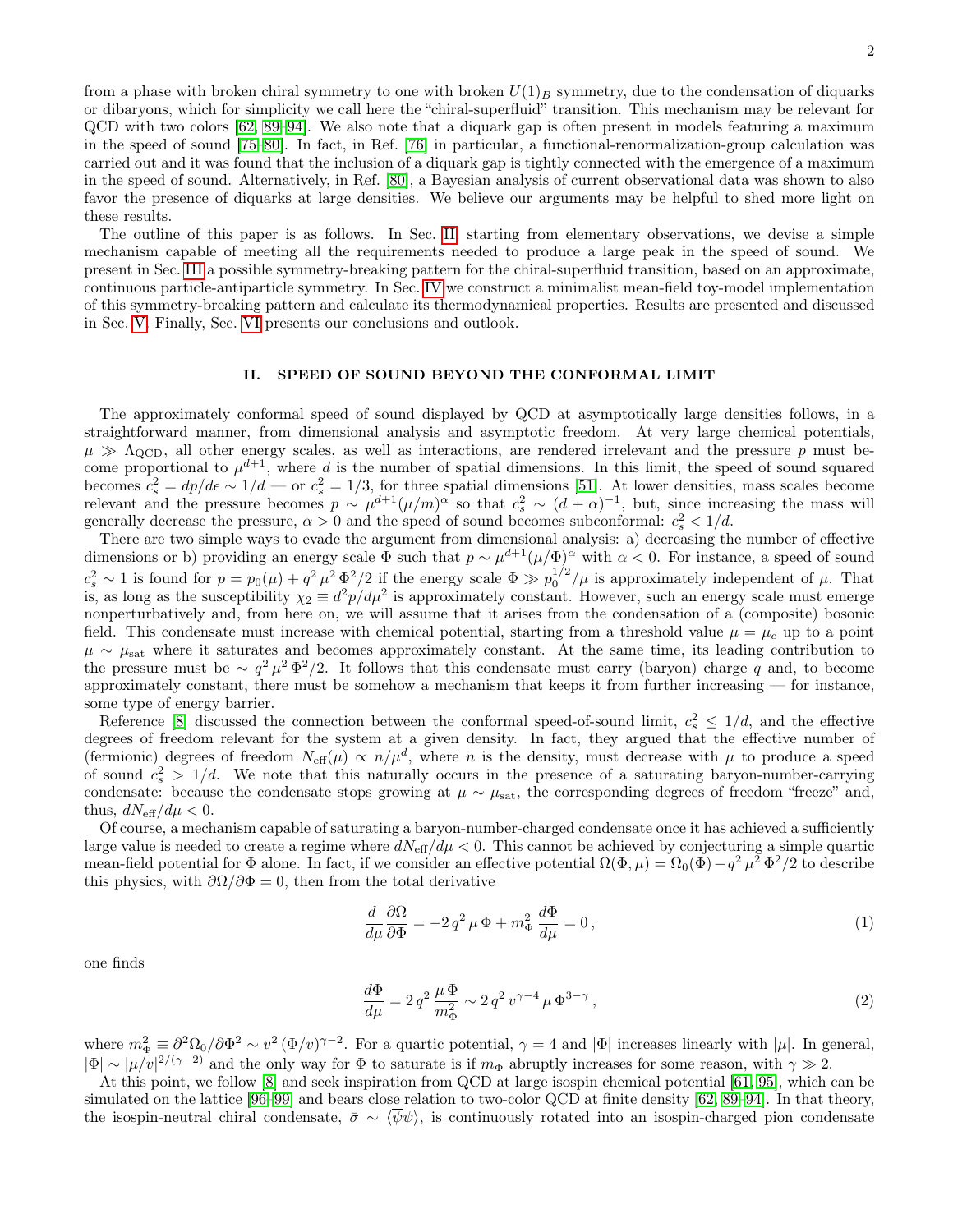from a phase with broken chiral symmetry to one with broken $U(1)_B$ symmetry, due to the condensation of diquarks or dibaryons, which for simplicity we call here the "chiral-superfluid" transition. This mechanism may be relevant for QCD with two colors [62, 89–94]. We also note that a diquark gap is often present in models featuring a maximum in the speed of sound [75–80]. In fact, in Ref. [76] in particular, a functional-renormalization-group calculation was carried out and it was found that the inclusion of a diquark gap is tightly connected with the emergence of a maximum in the speed of sound. Alternatively, in Ref. [80], a Bayesian analysis of current observational data was shown to also favor the presence of diquarks at large densities. We believe our arguments may be helpful to shed more light on these results.

The outline of this paper is as follows. In Sec. II, starting from elementary observations, we devise a simple mechanism capable of meeting all the requirements needed to produce a large peak in the speed of sound. We present in Sec. III a possible symmetry-breaking pattern for the chiral-superfluid transition, based on an approximate, continuous particle-antiparticle symmetry. In Sec. IV we construct a minimalist mean-field toy-model implementation of this symmetry-breaking pattern and calculate its thermodynamical properties. Results are presented and discussed in Sec. V. Finally, Sec. VI presents our conclusions and outlook.

## II. SPEED OF SOUND BEYOND THE CONFORMAL LIMIT

The approximately conformal speed of sound displayed by QCD at asymptotically large densities follows, in a straightforward manner, from dimensional analysis and asymptotic freedom. At very large chemical potentials, $\mu \gg \Lambda_{\rm QCD}$, all other energy scales, as well as interactions, are rendered irrelevant and the pressure $p$ must become proportional to $\mu^{d+1}$, where $d$ is the number of spatial dimensions. In this limit, the speed of sound squared becomes $c_s^2 = dp/d\epsilon \sim 1/d$ — or $c_s^2 = 1/3$, for three spatial dimensions [51]. At lower densities, mass scales become relevant and the pressure becomes $p \sim \mu^{d+1}(\mu/m)^\alpha$ so that $c_s^2 \sim (d+\alpha)^{-1}$, but, since increasing the mass will generally decrease the pressure, $\alpha > 0$ and the speed of sound becomes subconformal: $c_s^2 < 1/d$.

There are two simple ways to evade the argument from dimensional analysis: a) decreasing the number of effective dimensions or b) providing an energy scale $\Phi$ such that $p \sim \mu^{d+1}(\mu/\Phi)^\alpha$ with $\alpha < 0$. For instance, a speed of sound $c_s^2 \sim 1$ is found for $p = p_0(\mu) + q^2\,\mu^2\,\Phi^2/2$ if the energy scale $\Phi \gg p_0^{1/2}/\mu$ is approximately independent of $\mu$. That is, as long as the susceptibility $\chi_2 \equiv d^2p/d\mu^2$ is approximately constant. However, such an energy scale must emerge nonperturbatively and, from here on, we will assume that it arises from the condensation of a (composite) bosonic field. This condensate must increase with chemical potential, starting from a threshold value $\mu = \mu_c$ up to a point $\mu \sim \mu_{\rm sat}$ where it saturates and becomes approximately constant. At the same time, its leading contribution to the pressure must be $\sim q^2\,\mu^2\,\Phi^2/2$. It follows that this condensate must carry (baryon) charge $q$ and, to become approximately constant, there must be somehow a mechanism that keeps it from further increasing — for instance, some type of energy barrier.

Reference [8] discussed the connection between the conformal speed-of-sound limit, $c_s^2 \leq 1/d$, and the effective degrees of freedom relevant for the system at a given density. In fact, they argued that the effective number of (fermionic) degrees of freedom $N_{\rm eff}(\mu) \propto n/\mu^d$, where $n$ is the density, must decrease with $\mu$ to produce a speed of sound $c_s^2 > 1/d$. We note that this naturally occurs in the presence of a saturating baryon-number-carrying condensate: because the condensate stops growing at $\mu \sim \mu_{\rm sat}$, the corresponding degrees of freedom "freeze" and, thus, $dN_{\rm eff}/d\mu < 0$.

Of course, a mechanism capable of saturating a baryon-number-charged condensate once it has achieved a sufficiently large value is needed to create a regime where $dN_{\rm eff}/d\mu < 0$. This cannot be achieved by conjecturing a simple quartic mean-field potential for $\Phi$ alone. In fact, if we consider an effective potential $\Omega(\Phi,\mu) = \Omega_0(\Phi) - q^2\,\mu^2\,\Phi^2/2$ to describe this physics, with $\partial\Omega/\partial\Phi = 0$, then from the total derivative

$$\frac{d}{d\mu}\frac{\partial\Omega}{\partial\Phi} = -2\,q^2\,\mu\,\Phi + m_\Phi^2\,\frac{d\Phi}{d\mu} = 0\,, \tag{1}$$

one finds

$$\frac{d\Phi}{d\mu} = 2\,q^2\,\frac{\mu\,\Phi}{m_\Phi^2} \sim 2\,q^2\,v^{\gamma-4}\,\mu\,\Phi^{3-\gamma}\,, \tag{2}$$

where $m_\Phi^2 \equiv \partial^2\Omega_0/\partial\Phi^2 \sim v^2\,(\Phi/v)^{\gamma-2}$. For a quartic potential, $\gamma = 4$ and $|\Phi|$ increases linearly with $|\mu|$. In general, $|\Phi| \sim |\mu/v|^{2/(\gamma-2)}$ and the only way for $\Phi$ to saturate is if $m_\Phi$ abruptly increases for some reason, with $\gamma \gg 2$.

At this point, we follow [8] and seek inspiration from QCD at large isospin chemical potential [61, 95], which can be simulated on the lattice [96–99] and bears close relation to two-color QCD at finite density [62, 89–94]. In that theory, the isospin-neutral chiral condensate, $\bar{\sigma} \sim \langle\bar{\psi}\psi\rangle$, is continuously rotated into an isospin-charged pion condensate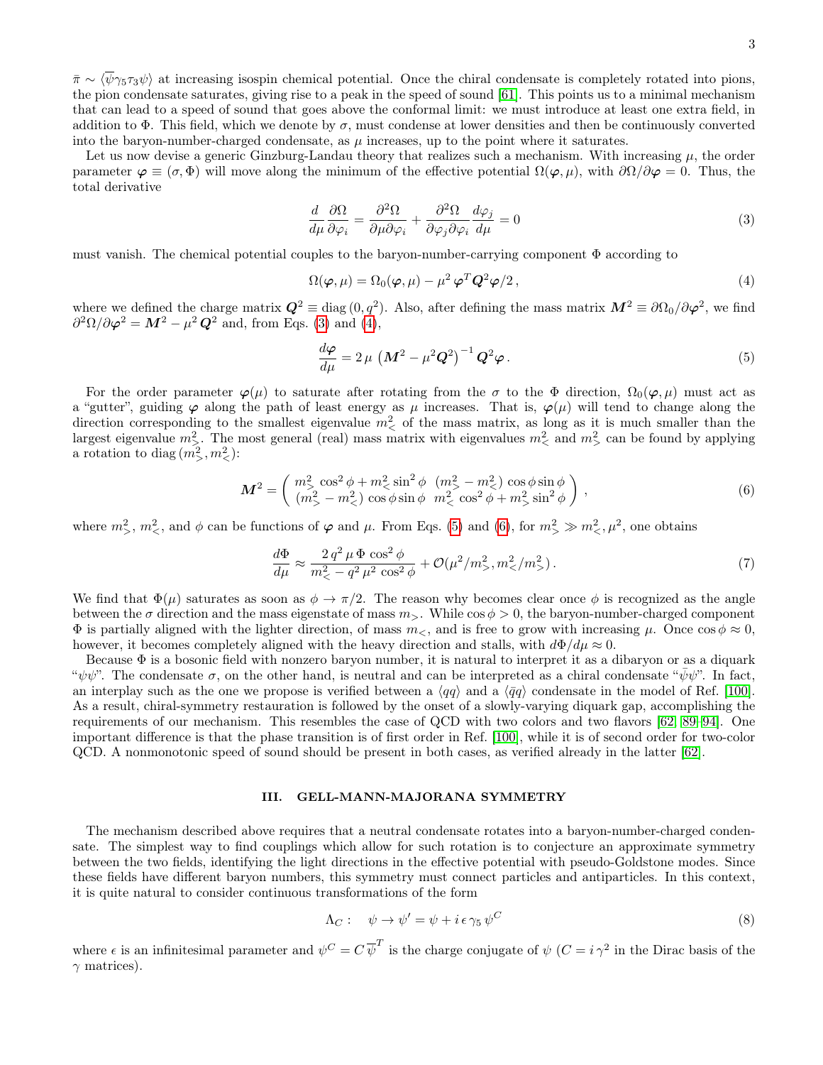$\bar{\pi} \sim \langle \overline{\psi} \gamma_5 \tau_3 \psi \rangle$ at increasing isospin chemical potential. Once the chiral condensate is completely rotated into pions, the pion condensate saturates, giving rise to a peak in the speed of sound [61]. This points us to a minimal mechanism that can lead to a speed of sound that goes above the conformal limit: we must introduce at least one extra field, in addition to $\Phi$. This field, which we denote by $\sigma$, must condense at lower densities and then be continuously converted into the baryon-number-charged condensate, as $\mu$ increases, up to the point where it saturates.

Let us now devise a generic Ginzburg-Landau theory that realizes such a mechanism. With increasing $\mu$, the order parameter $\boldsymbol{\varphi} \equiv (\sigma, \Phi)$ will move along the minimum of the effective potential $\Omega(\boldsymbol{\varphi}, \mu)$, with $\partial\Omega/\partial\boldsymbol{\varphi} = 0$. Thus, the total derivative

$$\frac{d}{d\mu}\frac{\partial \Omega}{\partial \varphi_i} = \frac{\partial^2 \Omega}{\partial \mu \partial \varphi_i} + \frac{\partial^2 \Omega}{\partial \varphi_j \partial \varphi_i}\frac{d\varphi_j}{d\mu} = 0 \tag{3}$$

must vanish. The chemical potential couples to the baryon-number-carrying component $\Phi$ according to

$$\Omega(\boldsymbol{\varphi}, \mu) = \Omega_0(\boldsymbol{\varphi}, \mu) - \mu^2\, \boldsymbol{\varphi}^T \boldsymbol{Q}^2 \boldsymbol{\varphi}/2\,, \tag{4}$$

where we defined the charge matrix $\boldsymbol{Q}^2 \equiv \mathrm{diag}\,(0, q^2)$. Also, after defining the mass matrix $\boldsymbol{M}^2 \equiv \partial\Omega_0/\partial\boldsymbol{\varphi}^2$, we find $\partial^2\Omega/\partial\boldsymbol{\varphi}^2 = \boldsymbol{M}^2 - \mu^2\,\boldsymbol{Q}^2$ and, from Eqs. (3) and (4),

$$\frac{d\boldsymbol{\varphi}}{d\mu} = 2\,\mu\,\left(\boldsymbol{M}^2 - \mu^2 \boldsymbol{Q}^2\right)^{-1} \boldsymbol{Q}^2 \boldsymbol{\varphi}\,. \tag{5}$$

For the order parameter $\boldsymbol{\varphi}(\mu)$ to saturate after rotating from the $\sigma$ to the $\Phi$ direction, $\Omega_0(\boldsymbol{\varphi}, \mu)$ must act as a "gutter", guiding $\boldsymbol{\varphi}$ along the path of least energy as $\mu$ increases. That is, $\boldsymbol{\varphi}(\mu)$ will tend to change along the direction corresponding to the smallest eigenvalue $m_<^2$ of the mass matrix, as long as it is much smaller than the largest eigenvalue $m_>^2$. The most general (real) mass matrix with eigenvalues $m_<^2$ and $m_>^2$ can be found by applying a rotation to $\mathrm{diag}\,(m_>^2, m_<^2)$:

$$\boldsymbol{M}^2 = \begin{pmatrix} m_>^2 \cos^2\phi + m_<^2 \sin^2\phi & (m_>^2 - m_<^2)\cos\phi\sin\phi \\ (m_>^2 - m_<^2)\cos\phi\sin\phi & m_<^2\cos^2\phi + m_>^2\sin^2\phi \end{pmatrix}\,, \tag{6}$$

where $m_>^2$, $m_<^2$, and $\phi$ can be functions of $\boldsymbol{\varphi}$ and $\mu$. From Eqs. (5) and (6), for $m_>^2 \gg m_<^2, \mu^2$, one obtains

$$\frac{d\Phi}{d\mu} \approx \frac{2\, q^2\, \mu\, \Phi\, \cos^2\phi}{m_<^2 - q^2\, \mu^2\, \cos^2\phi} + \mathcal{O}(\mu^2/m_>^2, m_<^2/m_>^2)\,. \tag{7}$$

We find that $\Phi(\mu)$ saturates as soon as $\phi \to \pi/2$. The reason why becomes clear once $\phi$ is recognized as the angle between the $\sigma$ direction and the mass eigenstate of mass $m_>$. While $\cos\phi > 0$, the baryon-number-charged component $\Phi$ is partially aligned with the lighter direction, of mass $m_<$, and is free to grow with increasing $\mu$. Once $\cos\phi \approx 0$, however, it becomes completely aligned with the heavy direction and stalls, with $d\Phi/d\mu \approx 0$.

Because $\Phi$ is a bosonic field with nonzero baryon number, it is natural to interpret it as a dibaryon or as a diquark "$\psi\psi$". The condensate $\sigma$, on the other hand, is neutral and can be interpreted as a chiral condensate "$\bar{\psi}\psi$". In fact, an interplay such as the one we propose is verified between a $\langle qq\rangle$ and a $\langle\bar{q}q\rangle$ condensate in the model of Ref. [100]. As a result, chiral-symmetry restauration is followed by the onset of a slowly-varying diquark gap, accomplishing the requirements of our mechanism. This resembles the case of QCD with two colors and two flavors [62, 89–94]. One important difference is that the phase transition is of first order in Ref. [100], while it is of second order for two-color QCD. A nonmonotonic speed of sound should be present in both cases, as verified already in the latter [62].

## III. GELL-MANN-MAJORANA SYMMETRY

The mechanism described above requires that a neutral condensate rotates into a baryon-number-charged condensate. The simplest way to find couplings which allow for such rotation is to conjecture an approximate symmetry between the two fields, identifying the light directions in the effective potential with pseudo-Goldstone modes. Since these fields have different baryon numbers, this symmetry must connect particles and antiparticles. In this context, it is quite natural to consider continuous transformations of the form

$$\Lambda_C: \quad \psi \to \psi' = \psi + i\,\epsilon\,\gamma_5\,\psi^C \tag{8}$$

where $\epsilon$ is an infinitesimal parameter and $\psi^C = C\,\overline{\psi}^T$ is the charge conjugate of $\psi$ ($C = i\,\gamma^2$ in the Dirac basis of the $\gamma$ matrices).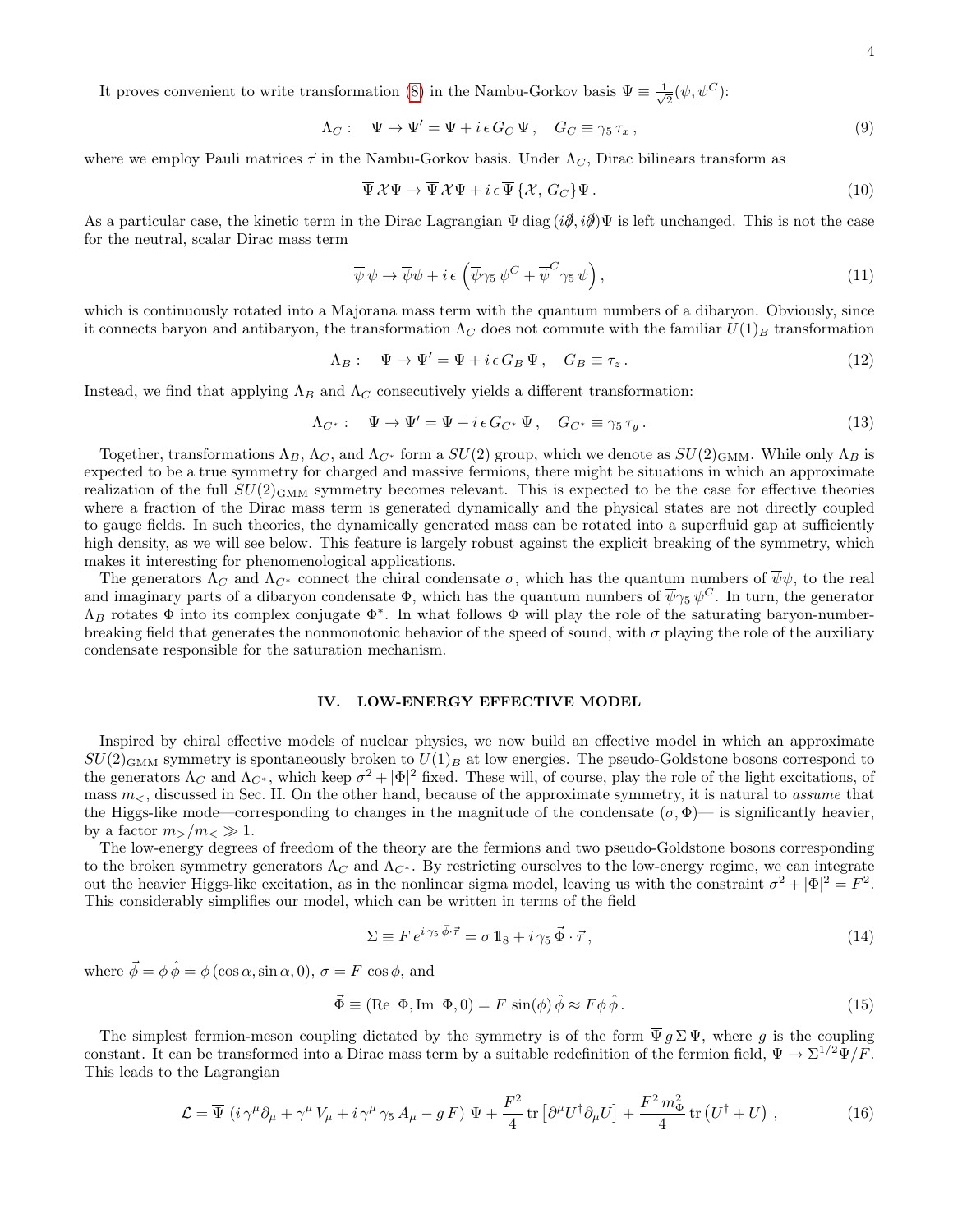It proves convenient to write transformation (8) in the Nambu-Gorkov basis $\Psi \equiv \frac{1}{\sqrt{2}}(\psi, \psi^C)$:

$$\Lambda_C : \quad \Psi \to \Psi' = \Psi + i\,\epsilon\, G_C\, \Psi\,, \quad G_C \equiv \gamma_5\, \tau_x\,, \tag{9}$$

where we employ Pauli matrices $\vec{\tau}$ in the Nambu-Gorkov basis. Under $\Lambda_C$, Dirac bilinears transform as

$$\overline{\Psi}\,\mathcal{X}\Psi \to \overline{\Psi}\,\mathcal{X}\Psi + i\,\epsilon\,\overline{\Psi}\,\{\mathcal{X},\, G_C\}\Psi\,. \tag{10}$$

As a particular case, the kinetic term in the Dirac Lagrangian $\overline{\Psi}\,\mathrm{diag}\,(i\partial\!\!\!/, i\partial\!\!\!/)\Psi$ is left unchanged. This is not the case for the neutral, scalar Dirac mass term

$$\overline{\psi}\,\psi \to \overline{\psi}\psi + i\,\epsilon\,\left(\overline{\psi}\gamma_5\,\psi^C + \overline{\psi}^C\gamma_5\,\psi\right), \tag{11}$$

which is continuously rotated into a Majorana mass term with the quantum numbers of a dibaryon. Obviously, since it connects baryon and antibaryon, the transformation $\Lambda_C$ does not commute with the familiar $U(1)_B$ transformation

$$\Lambda_B : \quad \Psi \to \Psi' = \Psi + i\,\epsilon\, G_B\, \Psi\,, \quad G_B \equiv \tau_z\,. \tag{12}$$

Instead, we find that applying $\Lambda_B$ and $\Lambda_C$ consecutively yields a different transformation:

$$\Lambda_{C^*} : \quad \Psi \to \Psi' = \Psi + i\,\epsilon\, G_{C^*}\, \Psi\,, \quad G_{C^*} \equiv \gamma_5\, \tau_y\,. \tag{13}$$

Together, transformations $\Lambda_B$, $\Lambda_C$, and $\Lambda_{C^*}$ form a $SU(2)$ group, which we denote as $SU(2)_{\rm GMM}$. While only $\Lambda_B$ is expected to be a true symmetry for charged and massive fermions, there might be situations in which an approximate realization of the full $SU(2)_{\rm GMM}$ symmetry becomes relevant. This is expected to be the case for effective theories where a fraction of the Dirac mass term is generated dynamically and the physical states are not directly coupled to gauge fields. In such theories, the dynamically generated mass can be rotated into a superfluid gap at sufficiently high density, as we will see below. This feature is largely robust against the explicit breaking of the symmetry, which makes it interesting for phenomenological applications.

The generators $\Lambda_C$ and $\Lambda_{C^*}$ connect the chiral condensate $\sigma$, which has the quantum numbers of $\overline{\psi}\psi$, to the real and imaginary parts of a dibaryon condensate $\Phi$, which has the quantum numbers of $\overline{\psi}\gamma_5\,\psi^C$. In turn, the generator $\Lambda_B$ rotates $\Phi$ into its complex conjugate $\Phi^*$. In what follows $\Phi$ will play the role of the saturating baryon-number-breaking field that generates the nonmonotonic behavior of the speed of sound, with $\sigma$ playing the role of the auxiliary condensate responsible for the saturation mechanism.

## IV. LOW-ENERGY EFFECTIVE MODEL

Inspired by chiral effective models of nuclear physics, we now build an effective model in which an approximate $SU(2)_{\rm GMM}$ symmetry is spontaneously broken to $U(1)_B$ at low energies. The pseudo-Goldstone bosons correspond to the generators $\Lambda_C$ and $\Lambda_{C^*}$, which keep $\sigma^2 + |\Phi|^2$ fixed. These will, of course, play the role of the light excitations, of mass $m_<$, discussed in Sec. II. On the other hand, because of the approximate symmetry, it is natural to *assume* that the Higgs-like mode—corresponding to changes in the magnitude of the condensate $(\sigma, \Phi)$— is significantly heavier, by a factor $m_>/m_< \gg 1$.

The low-energy degrees of freedom of the theory are the fermions and two pseudo-Goldstone bosons corresponding to the broken symmetry generators $\Lambda_C$ and $\Lambda_{C^*}$. By restricting ourselves to the low-energy regime, we can integrate out the heavier Higgs-like excitation, as in the nonlinear sigma model, leaving us with the constraint $\sigma^2 + |\Phi|^2 = F^2$. This considerably simplifies our model, which can be written in terms of the field

$$\Sigma \equiv F\, e^{i\,\gamma_5\,\vec{\phi}\cdot\vec{\tau}} = \sigma\,\mathbb{1}_8 + i\,\gamma_5\,\vec{\Phi}\cdot\vec{\tau}\,, \tag{14}$$

where $\vec{\phi} = \phi\,\hat{\phi} = \phi\,(\cos\alpha, \sin\alpha, 0)$, $\sigma = F\,\cos\phi$, and

$$\vec{\Phi} \equiv (\mathrm{Re}\ \Phi, \mathrm{Im}\ \Phi, 0) = F\,\sin(\phi)\,\hat{\phi} \approx F\phi\,\hat{\phi}\,. \tag{15}$$

The simplest fermion-meson coupling dictated by the symmetry is of the form $\overline{\Psi}\,g\,\Sigma\,\Psi$, where $g$ is the coupling constant. It can be transformed into a Dirac mass term by a suitable redefinition of the fermion field, $\Psi \to \Sigma^{1/2}\Psi/F$. This leads to the Lagrangian

$$\mathcal{L} = \overline{\Psi}\,\left(i\,\gamma^\mu\partial_\mu + \gamma^\mu\,V_\mu + i\,\gamma^\mu\,\gamma_5\,A_\mu - g\,F\right)\,\Psi + \frac{F^2}{4}\,\mathrm{tr}\left[\partial^\mu U^\dagger\partial_\mu U\right] + \frac{F^2\,m_\Phi^2}{4}\,\mathrm{tr}\left(U^\dagger + U\right)\,, \tag{16}$$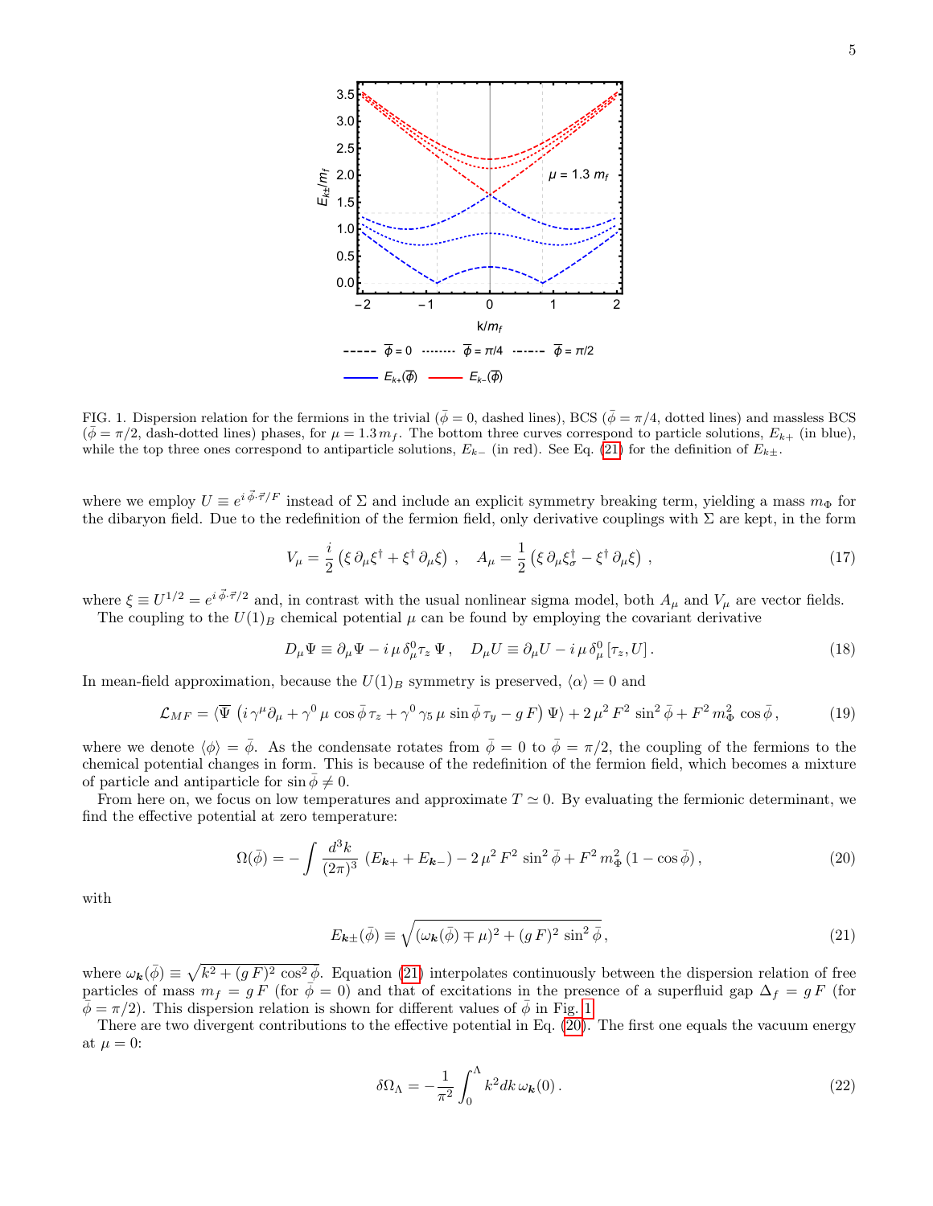FIG. 1. Dispersion relation for the fermions in the trivial ($\bar{\phi} = 0$, dashed lines), BCS ($\bar{\phi} = \pi/4$, dotted lines) and massless BCS ($\bar{\phi} = \pi/2$, dash-dotted lines) phases, for $\mu = 1.3\, m_f$. The bottom three curves correspond to particle solutions, $E_{k+}$ (in blue), while the top three ones correspond to antiparticle solutions, $E_{k-}$ (in red). See Eq. (21) for the definition of $E_{k\pm}$.

where we employ $U \equiv e^{i\,\vec{\phi}\cdot\vec{\tau}/F}$ instead of $\Sigma$ and include an explicit symmetry breaking term, yielding a mass $m_\Phi$ for the dibaryon field. Due to the redefinition of the fermion field, only derivative couplings with $\Sigma$ are kept, in the form

$$V_\mu = \frac{i}{2}\left(\xi\,\partial_\mu \xi^\dagger + \xi^\dagger\,\partial_\mu \xi\right)\,, \quad A_\mu = \frac{1}{2}\left(\xi\,\partial_\mu \xi_\sigma^\dagger - \xi^\dagger\,\partial_\mu \xi\right)\,, \tag{17}$$

where $\xi \equiv U^{1/2} = e^{i\,\vec{\phi}\cdot\vec{\tau}/2}$ and, in contrast with the usual nonlinear sigma model, both $A_\mu$ and $V_\mu$ are vector fields.

The coupling to the $U(1)_B$ chemical potential $\mu$ can be found by employing the covariant derivative

$$D_\mu \Psi \equiv \partial_\mu \Psi - i\,\mu\,\delta^0_\mu \tau_z\,\Psi\,, \quad D_\mu U \equiv \partial_\mu U - i\,\mu\,\delta^0_\mu\,[\tau_z, U]\,. \tag{18}$$

In mean-field approximation, because the $U(1)_B$ symmetry is preserved, $\langle \alpha \rangle = 0$ and

$$\mathcal{L}_{MF} = \langle \overline{\Psi}\,\left(i\,\gamma^\mu \partial_\mu + \gamma^0\,\mu\,\cos\bar{\phi}\,\tau_z + \gamma^0\,\gamma_5\,\mu\,\sin\bar{\phi}\,\tau_y - g\,F\right)\Psi\rangle + 2\,\mu^2\,F^2\,\sin^2\bar{\phi} + F^2\,m_\Phi^2\,\cos\bar{\phi}\,, \tag{19}$$

where we denote $\langle \phi \rangle = \bar{\phi}$. As the condensate rotates from $\bar{\phi} = 0$ to $\bar{\phi} = \pi/2$, the coupling of the fermions to the chemical potential changes in form. This is because of the redefinition of the fermion field, which becomes a mixture of particle and antiparticle for $\sin\bar{\phi} \neq 0$.

From here on, we focus on low temperatures and approximate $T \simeq 0$. By evaluating the fermionic determinant, we find the effective potential at zero temperature:

$$\Omega(\bar{\phi}) = -\int \frac{d^3k}{(2\pi)^3}\,\left(E_{\boldsymbol{k}+} + E_{\boldsymbol{k}-}\right) - 2\,\mu^2\,F^2\,\sin^2\bar{\phi} + F^2\,m_\Phi^2\,(1 - \cos\bar{\phi})\,, \tag{20}$$

with

$$E_{\boldsymbol{k}\pm}(\bar{\phi}) \equiv \sqrt{(\omega_{\boldsymbol{k}}(\bar{\phi}) \mp \mu)^2 + (g\,F)^2\,\sin^2\bar{\phi}}\,, \tag{21}$$

where $\omega_{\boldsymbol{k}}(\bar{\phi}) \equiv \sqrt{k^2 + (g\,F)^2\,\cos^2\bar{\phi}}$. Equation (21) interpolates continuously between the dispersion relation of free particles of mass $m_f = g\,F$ (for $\bar{\phi} = 0$) and that of excitations in the presence of a superfluid gap $\Delta_f = g\,F$ (for $\bar{\phi} = \pi/2$). This dispersion relation is shown for different values of $\bar{\phi}$ in Fig. 1.

There are two divergent contributions to the effective potential in Eq. (20). The first one equals the vacuum energy at $\mu = 0$:

$$\delta\Omega_\Lambda = -\frac{1}{\pi^2}\int_0^\Lambda k^2 dk\,\omega_{\boldsymbol{k}}(0)\,. \tag{22}$$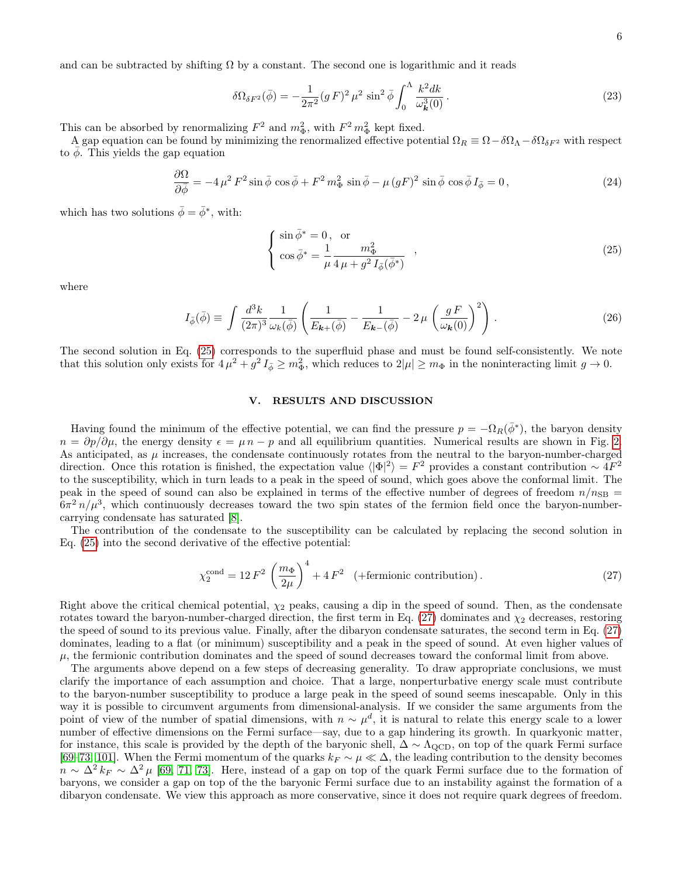and can be subtracted by shifting $\Omega$ by a constant. The second one is logarithmic and it reads

$$\delta\Omega_{\delta F^2}(\bar\phi) = -\frac{1}{2\pi^2}(g\,F)^2\,\mu^2\,\sin^2\bar\phi\int_0^\Lambda \frac{k^2 dk}{\omega^3_{\boldsymbol{k}}(0)}\,. \tag{23}$$

This can be absorbed by renormalizing $F^2$ and $m_\Phi^2$, with $F^2\,m_\Phi^2$ kept fixed.

A gap equation can be found by minimizing the renormalized effective potential $\Omega_R \equiv \Omega - \delta\Omega_\Lambda - \delta\Omega_{\delta F^2}$ with respect to $\bar\phi$. This yields the gap equation

$$\frac{\partial\Omega}{\partial\bar\phi} = -4\,\mu^2\,F^2\sin\bar\phi\,\cos\bar\phi + F^2\,m_\Phi^2\,\sin\bar\phi - \mu\,(gF)^2\,\sin\bar\phi\,\cos\bar\phi\,I_{\bar\phi} = 0\,, \tag{24}$$

which has two solutions $\bar\phi = \bar\phi^*$, with:

$$\begin{cases} \sin\bar\phi^* = 0\,, \quad \text{or} \\ \cos\bar\phi^* = \dfrac{1}{\mu}\dfrac{m_\Phi^2}{4\,\mu + g^2\,I_{\bar\phi}(\bar\phi^*)} \end{cases}, \tag{25}$$

where

$$I_{\bar\phi}(\bar\phi) \equiv \int \frac{d^3k}{(2\pi)^3}\frac{1}{\omega_k(\bar\phi)}\left(\frac{1}{E_{\boldsymbol{k}+}(\bar\phi)} - \frac{1}{E_{\boldsymbol{k}-}(\bar\phi)} - 2\,\mu\left(\frac{g\,F}{\omega_{\boldsymbol{k}}(0)}\right)^2\right). \tag{26}$$

The second solution in Eq. (25) corresponds to the superfluid phase and must be found self-consistently. We note that this solution only exists for $4\,\mu^2 + g^2\,I_{\bar\phi} \geq m_\Phi^2$, which reduces to $2|\mu| \geq m_\Phi$ in the noninteracting limit $g \to 0$.

## V. RESULTS AND DISCUSSION

Having found the minimum of the effective potential, we can find the pressure $p = -\Omega_R(\bar\phi^*)$, the baryon density $n = \partial p/\partial\mu$, the energy density $\epsilon = \mu\,n - p$ and all equilibrium quantities. Numerical results are shown in Fig. 2. As anticipated, as $\mu$ increases, the condensate continuously rotates from the neutral to the baryon-number-charged direction. Once this rotation is finished, the expectation value $\langle|\Phi|^2\rangle = F^2$ provides a constant contribution $\sim 4F^2$ to the susceptibility, which in turn leads to a peak in the speed of sound, which goes above the conformal limit. The peak in the speed of sound can also be explained in terms of the effective number of degrees of freedom $n/n_{\rm SB} = 6\pi^2\,n/\mu^3$, which continuously decreases toward the two spin states of the fermion field once the baryon-number-carrying condensate has saturated [8].

The contribution of the condensate to the susceptibility can be calculated by replacing the second solution in Eq. (25) into the second derivative of the effective potential:

$$\chi_2^{\rm cond} = 12\,F^2\left(\frac{m_\Phi}{2\mu}\right)^4 + 4\,F^2 \quad (\text{+fermionic contribution})\,. \tag{27}$$

Right above the critical chemical potential, $\chi_2$ peaks, causing a dip in the speed of sound. Then, as the condensate rotates toward the baryon-number-charged direction, the first term in Eq. (27) dominates and $\chi_2$ decreases, restoring the speed of sound to its previous value. Finally, after the dibaryon condensate saturates, the second term in Eq. (27) dominates, leading to a flat (or minimum) susceptibility and a peak in the speed of sound. At even higher values of $\mu$, the fermionic contribution dominates and the speed of sound decreases toward the conformal limit from above.

The arguments above depend on a few steps of decreasing generality. To draw appropriate conclusions, we must clarify the importance of each assumption and choice. That a large, nonperturbative energy scale must contribute to the baryon-number susceptibility to produce a large peak in the speed of sound seems inescapable. Only in this way it is possible to circumvent arguments from dimensional-analysis. If we consider the same arguments from the point of view of the number of spatial dimensions, with $n \sim \mu^d$, it is natural to relate this energy scale to a lower number of effective dimensions on the Fermi surface—say, due to a gap hindering its growth. In quarkyonic matter, for instance, this scale is provided by the depth of the baryonic shell, $\Delta \sim \Lambda_{\rm QCD}$, on top of the quark Fermi surface [69–73, 101]. When the Fermi momentum of the quarks $k_F \sim \mu \ll \Delta$, the leading contribution to the density becomes $n \sim \Delta^2\,k_F \sim \Delta^2\,\mu$ [69, 71, 73]. Here, instead of a gap on top of the quark Fermi surface due to the formation of baryons, we consider a gap on top of the the baryonic Fermi surface due to an instability against the formation of a dibaryon condensate. We view this approach as more conservative, since it does not require quark degrees of freedom.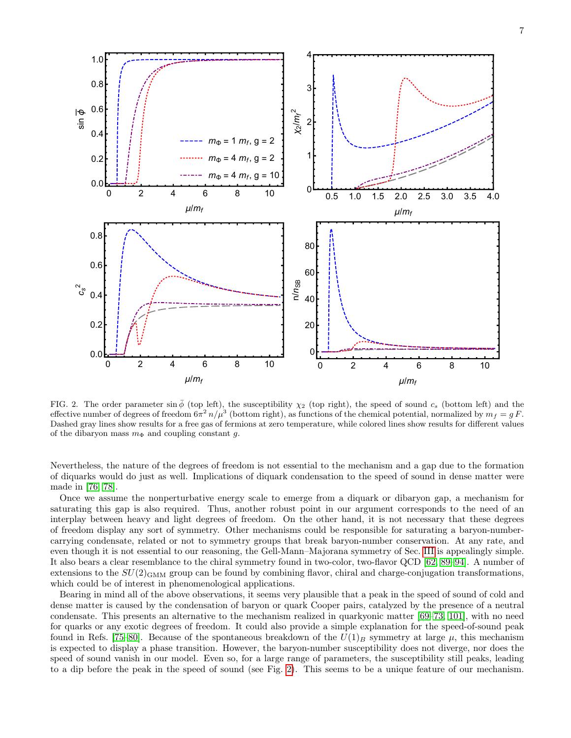FIG. 2. The order parameter $\sin\bar{\phi}$ (top left), the susceptibility $\chi_2$ (top right), the speed of sound $c_s$ (bottom left) and the effective number of degrees of freedom $6\pi^2\, n/\mu^3$ (bottom right), as functions of the chemical potential, normalized by $m_f = g\,F$. Dashed gray lines show results for a free gas of fermions at zero temperature, while colored lines show results for different values of the dibaryon mass $m_\Phi$ and coupling constant $g$.

Nevertheless, the nature of the degrees of freedom is not essential to the mechanism and a gap due to the formation of diquarks would do just as well. Implications of diquark condensation to the speed of sound in dense matter were made in [76, 78].

Once we assume the nonperturbative energy scale to emerge from a diquark or dibaryon gap, a mechanism for saturating this gap is also required. Thus, another robust point in our argument corresponds to the need of an interplay between heavy and light degrees of freedom. On the other hand, it is not necessary that these degrees of freedom display any sort of symmetry. Other mechanisms could be responsible for saturating a baryon-number-carrying condensate, related or not to symmetry groups that break baryon-number conservation. At any rate, and even though it is not essential to our reasoning, the Gell-Mann–Majorana symmetry of Sec. III is appealingly simple. It also bears a clear resemblance to the chiral symmetry found in two-color, two-flavor QCD [62, 89–94]. A number of extensions to the $SU(2)_{\text{GMM}}$ group can be found by combining flavor, chiral and charge-conjugation transformations, which could be of interest in phenomenological applications.

Bearing in mind all of the above observations, it seems very plausible that a peak in the speed of sound of cold and dense matter is caused by the condensation of baryon or quark Cooper pairs, catalyzed by the presence of a neutral condensate. This presents an alternative to the mechanism realized in quarkyonic matter [69–73, 101], with no need for quarks or any exotic degrees of freedom. It could also provide a simple explanation for the speed-of-sound peak found in Refs. [75–80]. Because of the spontaneous breakdown of the $U(1)_B$ symmetry at large $\mu$, this mechanism is expected to display a phase transition. However, the baryon-number susceptibility does not diverge, nor does the speed of sound vanish in our model. Even so, for a large range of parameters, the susceptibility still peaks, leading to a dip before the peak in the speed of sound (see Fig. 2). This seems to be a unique feature of our mechanism.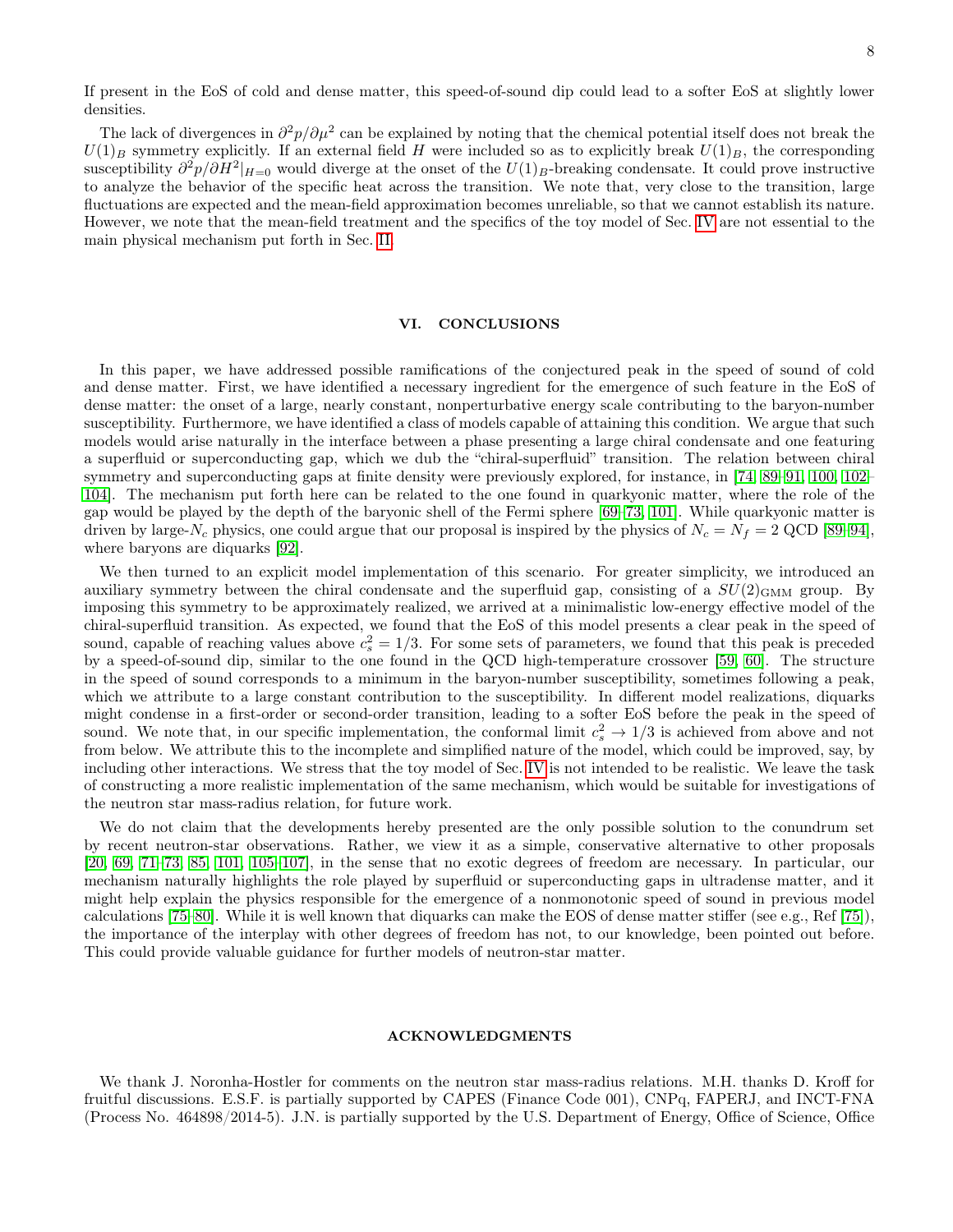If present in the EoS of cold and dense matter, this speed-of-sound dip could lead to a softer EoS at slightly lower densities.

The lack of divergences in $\partial^2 p/\partial\mu^2$ can be explained by noting that the chemical potential itself does not break the $U(1)_B$ symmetry explicitly. If an external field $H$ were included so as to explicitly break $U(1)_B$, the corresponding susceptibility $\partial^2 p/\partial H^2|_{H=0}$ would diverge at the onset of the $U(1)_B$-breaking condensate. It could prove instructive to analyze the behavior of the specific heat across the transition. We note that, very close to the transition, large fluctuations are expected and the mean-field approximation becomes unreliable, so that we cannot establish its nature. However, we note that the mean-field treatment and the specifics of the toy model of Sec. IV are not essential to the main physical mechanism put forth in Sec. II.

## VI. CONCLUSIONS

In this paper, we have addressed possible ramifications of the conjectured peak in the speed of sound of cold and dense matter. First, we have identified a necessary ingredient for the emergence of such feature in the EoS of dense matter: the onset of a large, nearly constant, nonperturbative energy scale contributing to the baryon-number susceptibility. Furthermore, we have identified a class of models capable of attaining this condition. We argue that such models would arise naturally in the interface between a phase presenting a large chiral condensate and one featuring a superfluid or superconducting gap, which we dub the "chiral-superfluid" transition. The relation between chiral symmetry and superconducting gaps at finite density were previously explored, for instance, in [74, 89–91, 100, 102–104]. The mechanism put forth here can be related to the one found in quarkyonic matter, where the role of the gap would be played by the depth of the baryonic shell of the Fermi sphere [69–73, 101]. While quarkyonic matter is driven by large-$N_c$ physics, one could argue that our proposal is inspired by the physics of $N_c = N_f = 2$ QCD [89–94], where baryons are diquarks [92].

We then turned to an explicit model implementation of this scenario. For greater simplicity, we introduced an auxiliary symmetry between the chiral condensate and the superfluid gap, consisting of a $SU(2)_{\text{GMM}}$ group. By imposing this symmetry to be approximately realized, we arrived at a minimalistic low-energy effective model of the chiral-superfluid transition. As expected, we found that the EoS of this model presents a clear peak in the speed of sound, capable of reaching values above $c_s^2 = 1/3$. For some sets of parameters, we found that this peak is preceded by a speed-of-sound dip, similar to the one found in the QCD high-temperature crossover [59, 60]. The structure in the speed of sound corresponds to a minimum in the baryon-number susceptibility, sometimes following a peak, which we attribute to a large constant contribution to the susceptibility. In different model realizations, diquarks might condense in a first-order or second-order transition, leading to a softer EoS before the peak in the speed of sound. We note that, in our specific implementation, the conformal limit $c_s^2 \to 1/3$ is achieved from above and not from below. We attribute this to the incomplete and simplified nature of the model, which could be improved, say, by including other interactions. We stress that the toy model of Sec. IV is not intended to be realistic. We leave the task of constructing a more realistic implementation of the same mechanism, which would be suitable for investigations of the neutron star mass-radius relation, for future work.

We do not claim that the developments hereby presented are the only possible solution to the conundrum set by recent neutron-star observations. Rather, we view it as a simple, conservative alternative to other proposals [20, 69, 71–73, 85, 101, 105–107], in the sense that no exotic degrees of freedom are necessary. In particular, our mechanism naturally highlights the role played by superfluid or superconducting gaps in ultradense matter, and it might help explain the physics responsible for the emergence of a nonmonotonic speed of sound in previous model calculations [75–80]. While it is well known that diquarks can make the EOS of dense matter stiffer (see e.g., Ref [75]), the importance of the interplay with other degrees of freedom has not, to our knowledge, been pointed out before. This could provide valuable guidance for further models of neutron-star matter.

## ACKNOWLEDGMENTS

We thank J. Noronha-Hostler for comments on the neutron star mass-radius relations. M.H. thanks D. Kroff for fruitful discussions. E.S.F. is partially supported by CAPES (Finance Code 001), CNPq, FAPERJ, and INCT-FNA (Process No. 464898/2014-5). J.N. is partially supported by the U.S. Department of Energy, Office of Science, Office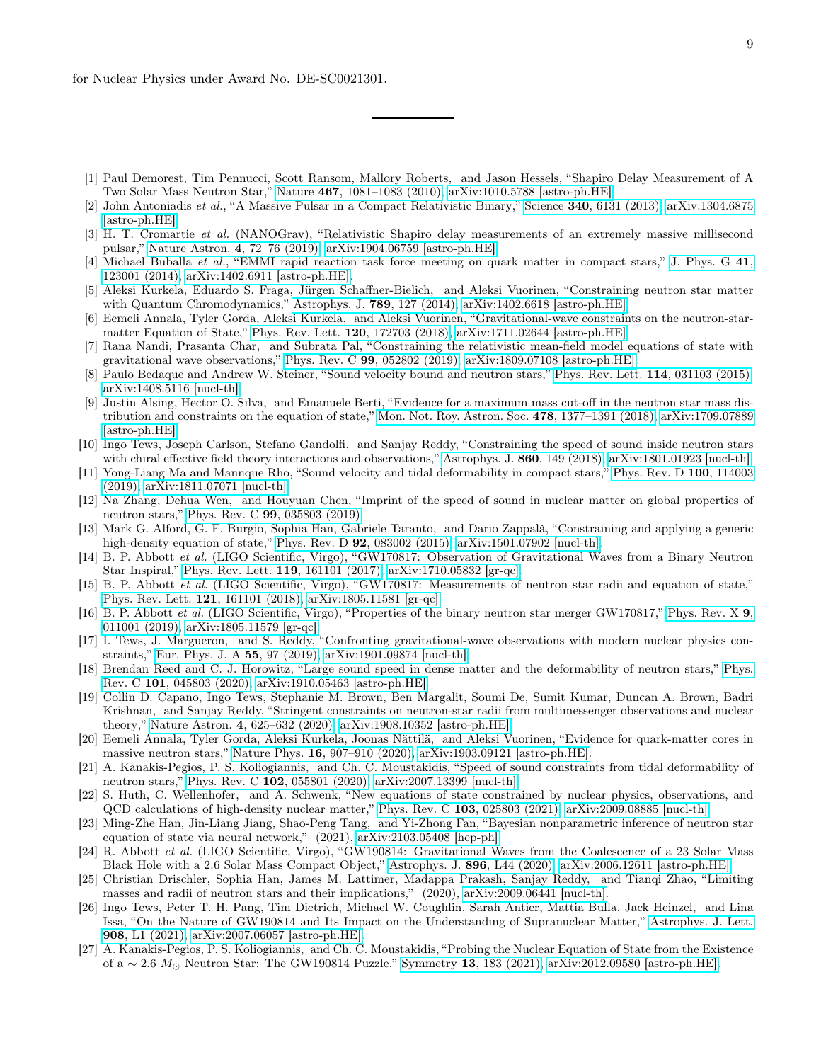for Nuclear Physics under Award No. DE-SC0021301.

---

[1] Paul Demorest, Tim Pennucci, Scott Ransom, Mallory Roberts, and Jason Hessels, "Shapiro Delay Measurement of A Two Solar Mass Neutron Star," Nature **467**, 1081–1083 (2010), arXiv:1010.5788 [astro-ph.HE].

[2] John Antoniadis *et al.*, "A Massive Pulsar in a Compact Relativistic Binary," Science **340**, 6131 (2013), arXiv:1304.6875 [astro-ph.HE].

[3] H. T. Cromartie *et al.* (NANOGrav), "Relativistic Shapiro delay measurements of an extremely massive millisecond pulsar," Nature Astron. **4**, 72–76 (2019), arXiv:1904.06759 [astro-ph.HE].

[4] Michael Buballa *et al.*, "EMMI rapid reaction task force meeting on quark matter in compact stars," J. Phys. G **41**, 123001 (2014), arXiv:1402.6911 [astro-ph.HE].

[5] Aleksi Kurkela, Eduardo S. Fraga, Jürgen Schaffner-Bielich, and Aleksi Vuorinen, "Constraining neutron star matter with Quantum Chromodynamics," Astrophys. J. **789**, 127 (2014), arXiv:1402.6618 [astro-ph.HE].

[6] Eemeli Annala, Tyler Gorda, Aleksi Kurkela, and Aleksi Vuorinen, "Gravitational-wave constraints on the neutron-star-matter Equation of State," Phys. Rev. Lett. **120**, 172703 (2018), arXiv:1711.02644 [astro-ph.HE].

[7] Rana Nandi, Prasanta Char, and Subrata Pal, "Constraining the relativistic mean-field model equations of state with gravitational wave observations," Phys. Rev. C **99**, 052802 (2019), arXiv:1809.07108 [astro-ph.HE].

[8] Paulo Bedaque and Andrew W. Steiner, "Sound velocity bound and neutron stars," Phys. Rev. Lett. **114**, 031103 (2015), arXiv:1408.5116 [nucl-th].

[9] Justin Alsing, Hector O. Silva, and Emanuele Berti, "Evidence for a maximum mass cut-off in the neutron star mass distribution and constraints on the equation of state," Mon. Not. Roy. Astron. Soc. **478**, 1377–1391 (2018), arXiv:1709.07889 [astro-ph.HE].

[10] Ingo Tews, Joseph Carlson, Stefano Gandolfi, and Sanjay Reddy, "Constraining the speed of sound inside neutron stars with chiral effective field theory interactions and observations," Astrophys. J. **860**, 149 (2018), arXiv:1801.01923 [nucl-th].

[11] Yong-Liang Ma and Mannque Rho, "Sound velocity and tidal deformability in compact stars," Phys. Rev. D **100**, 114003 (2019), arXiv:1811.07071 [nucl-th].

[12] Na Zhang, Dehua Wen, and Houyuan Chen, "Imprint of the speed of sound in nuclear matter on global properties of neutron stars," Phys. Rev. C **99**, 035803 (2019).

[13] Mark G. Alford, G. F. Burgio, Sophia Han, Gabriele Taranto, and Dario Zappalà, "Constraining and applying a generic high-density equation of state," Phys. Rev. D **92**, 083002 (2015), arXiv:1501.07902 [nucl-th].

[14] B. P. Abbott *et al.* (LIGO Scientific, Virgo), "GW170817: Observation of Gravitational Waves from a Binary Neutron Star Inspiral," Phys. Rev. Lett. **119**, 161101 (2017), arXiv:1710.05832 [gr-qc].

[15] B. P. Abbott *et al.* (LIGO Scientific, Virgo), "GW170817: Measurements of neutron star radii and equation of state," Phys. Rev. Lett. **121**, 161101 (2018), arXiv:1805.11581 [gr-qc].

[16] B. P. Abbott *et al.* (LIGO Scientific, Virgo), "Properties of the binary neutron star merger GW170817," Phys. Rev. X **9**, 011001 (2019), arXiv:1805.11579 [gr-qc].

[17] I. Tews, J. Margueron, and S. Reddy, "Confronting gravitational-wave observations with modern nuclear physics constraints," Eur. Phys. J. A **55**, 97 (2019), arXiv:1901.09874 [nucl-th].

[18] Brendan Reed and C. J. Horowitz, "Large sound speed in dense matter and the deformability of neutron stars," Phys. Rev. C **101**, 045803 (2020), arXiv:1910.05463 [astro-ph.HE].

[19] Collin D. Capano, Ingo Tews, Stephanie M. Brown, Ben Margalit, Soumi De, Sumit Kumar, Duncan A. Brown, Badri Krishnan, and Sanjay Reddy, "Stringent constraints on neutron-star radii from multimessenger observations and nuclear theory," Nature Astron. **4**, 625–632 (2020), arXiv:1908.10352 [astro-ph.HE].

[20] Eemeli Annala, Tyler Gorda, Aleksi Kurkela, Joonas Nättilä, and Aleksi Vuorinen, "Evidence for quark-matter cores in massive neutron stars," Nature Phys. **16**, 907–910 (2020), arXiv:1903.09121 [astro-ph.HE].

[21] A. Kanakis-Pegios, P. S. Koliogiannis, and Ch. C. Moustakidis, "Speed of sound constraints from tidal deformability of neutron stars," Phys. Rev. C **102**, 055801 (2020), arXiv:2007.13399 [nucl-th].

[22] S. Huth, C. Wellenhofer, and A. Schwenk, "New equations of state constrained by nuclear physics, observations, and QCD calculations of high-density nuclear matter," Phys. Rev. C **103**, 025803 (2021), arXiv:2009.08885 [nucl-th].

[23] Ming-Zhe Han, Jin-Liang Jiang, Shao-Peng Tang, and Yi-Zhong Fan, "Bayesian nonparametric inference of neutron star equation of state via neural network," (2021), arXiv:2103.05408 [hep-ph].

[24] R. Abbott *et al.* (LIGO Scientific, Virgo), "GW190814: Gravitational Waves from the Coalescence of a 23 Solar Mass Black Hole with a 2.6 Solar Mass Compact Object," Astrophys. J. **896**, L44 (2020), arXiv:2006.12611 [astro-ph.HE].

[25] Christian Drischler, Sophia Han, James M. Lattimer, Madappa Prakash, Sanjay Reddy, and Tianqi Zhao, "Limiting masses and radii of neutron stars and their implications," (2020), arXiv:2009.06441 [nucl-th].

[26] Ingo Tews, Peter T. H. Pang, Tim Dietrich, Michael W. Coughlin, Sarah Antier, Mattia Bulla, Jack Heinzel, and Lina Issa, "On the Nature of GW190814 and Its Impact on the Understanding of Supranuclear Matter," Astrophys. J. Lett. **908**, L1 (2021), arXiv:2007.06057 [astro-ph.HE].

[27] A. Kanakis-Pegios, P. S. Koliogiannis, and Ch. C. Moustakidis, "Probing the Nuclear Equation of State from the Existence of a $\sim 2.6\ M_{\odot}$ Neutron Star: The GW190814 Puzzle," Symmetry **13**, 183 (2021), arXiv:2012.09580 [astro-ph.HE].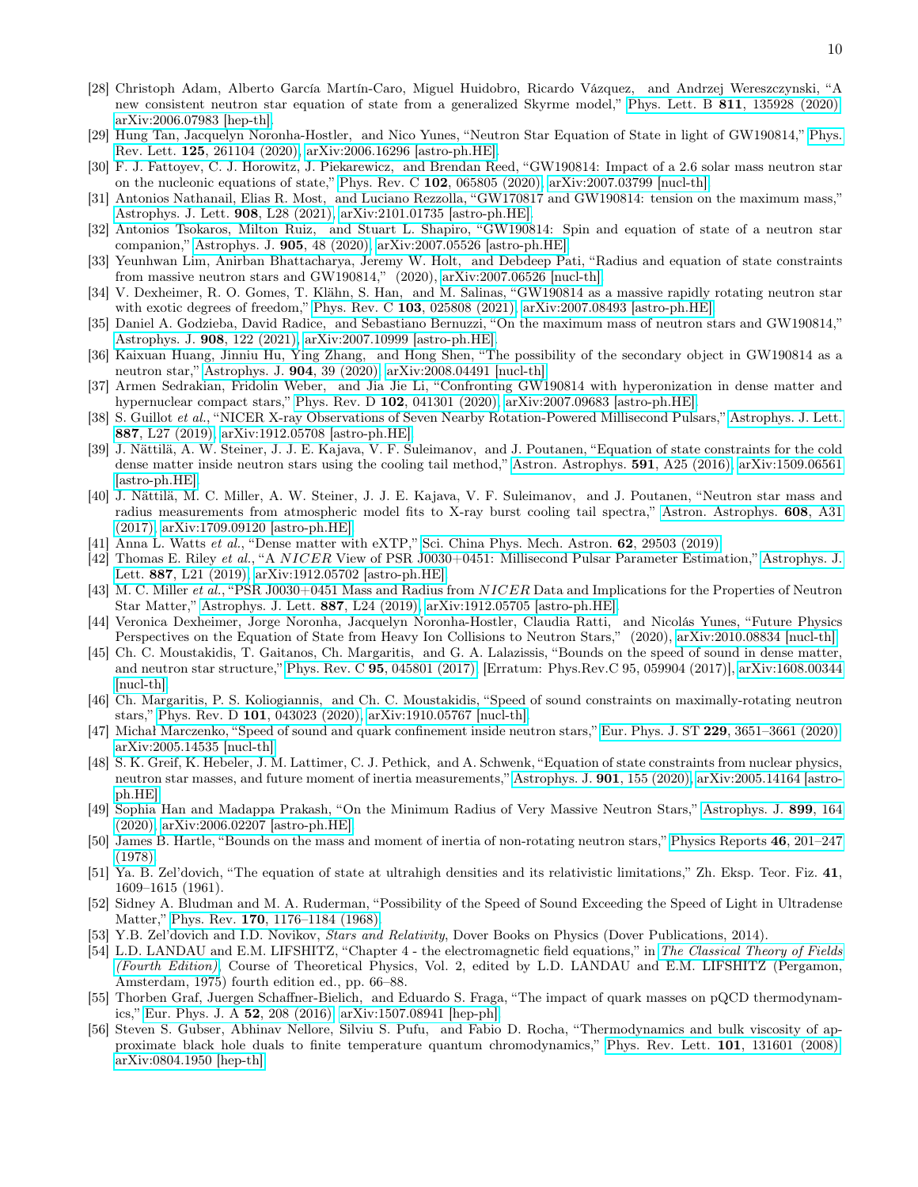[28] Christoph Adam, Alberto García Martín-Caro, Miguel Huidobro, Ricardo Vázquez, and Andrzej Wereszczynski, "A new consistent neutron star equation of state from a generalized Skyrme model," Phys. Lett. B **811**, 135928 (2020), arXiv:2006.07983 [hep-th].

[29] Hung Tan, Jacquelyn Noronha-Hostler, and Nico Yunes, "Neutron Star Equation of State in light of GW190814," Phys. Rev. Lett. **125**, 261104 (2020), arXiv:2006.16296 [astro-ph.HE].

[30] F. J. Fattoyev, C. J. Horowitz, J. Piekarewicz, and Brendan Reed, "GW190814: Impact of a 2.6 solar mass neutron star on the nucleonic equations of state," Phys. Rev. C **102**, 065805 (2020), arXiv:2007.03799 [nucl-th].

[31] Antonios Nathanail, Elias R. Most, and Luciano Rezzolla, "GW170817 and GW190814: tension on the maximum mass," Astrophys. J. Lett. **908**, L28 (2021), arXiv:2101.01735 [astro-ph.HE].

[32] Antonios Tsokaros, Milton Ruiz, and Stuart L. Shapiro, "GW190814: Spin and equation of state of a neutron star companion," Astrophys. J. **905**, 48 (2020), arXiv:2007.05526 [astro-ph.HE].

[33] Yeunhwan Lim, Anirban Bhattacharya, Jeremy W. Holt, and Debdeep Pati, "Radius and equation of state constraints from massive neutron stars and GW190814," (2020), arXiv:2007.06526 [nucl-th].

[34] V. Dexheimer, R. O. Gomes, T. Klähn, S. Han, and M. Salinas, "GW190814 as a massive rapidly rotating neutron star with exotic degrees of freedom," Phys. Rev. C **103**, 025808 (2021), arXiv:2007.08493 [astro-ph.HE].

[35] Daniel A. Godzieba, David Radice, and Sebastiano Bernuzzi, "On the maximum mass of neutron stars and GW190814," Astrophys. J. **908**, 122 (2021), arXiv:2007.10999 [astro-ph.HE].

[36] Kaixuan Huang, Jinniu Hu, Ying Zhang, and Hong Shen, "The possibility of the secondary object in GW190814 as a neutron star," Astrophys. J. **904**, 39 (2020), arXiv:2008.04491 [nucl-th].

[37] Armen Sedrakian, Fridolin Weber, and Jia Jie Li, "Confronting GW190814 with hyperonization in dense matter and hypernuclear compact stars," Phys. Rev. D **102**, 041301 (2020), arXiv:2007.09683 [astro-ph.HE].

[38] S. Guillot *et al.*, "NICER X-ray Observations of Seven Nearby Rotation-Powered Millisecond Pulsars," Astrophys. J. Lett. **887**, L27 (2019), arXiv:1912.05708 [astro-ph.HE].

[39] J. Nättilä, A. W. Steiner, J. J. E. Kajava, V. F. Suleimanov, and J. Poutanen, "Equation of state constraints for the cold dense matter inside neutron stars using the cooling tail method," Astron. Astrophys. **591**, A25 (2016), arXiv:1509.06561 [astro-ph.HE].

[40] J. Nättilä, M. C. Miller, A. W. Steiner, J. J. E. Kajava, V. F. Suleimanov, and J. Poutanen, "Neutron star mass and radius measurements from atmospheric model fits to X-ray burst cooling tail spectra," Astron. Astrophys. **608**, A31 (2017), arXiv:1709.09120 [astro-ph.HE].

[41] Anna L. Watts *et al.*, "Dense matter with eXTP," Sci. China Phys. Mech. Astron. **62**, 29503 (2019).

[42] Thomas E. Riley *et al.*, "A *NICER* View of PSR J0030+0451: Millisecond Pulsar Parameter Estimation," Astrophys. J. Lett. **887**, L21 (2019), arXiv:1912.05702 [astro-ph.HE].

[43] M. C. Miller *et al.*, "PSR J0030+0451 Mass and Radius from *NICER* Data and Implications for the Properties of Neutron Star Matter," Astrophys. J. Lett. **887**, L24 (2019), arXiv:1912.05705 [astro-ph.HE].

[44] Veronica Dexheimer, Jorge Noronha, Jacquelyn Noronha-Hostler, Claudia Ratti, and Nicolás Yunes, "Future Physics Perspectives on the Equation of State from Heavy Ion Collisions to Neutron Stars," (2020), arXiv:2010.08834 [nucl-th].

[45] Ch. C. Moustakidis, T. Gaitanos, Ch. Margaritis, and G. A. Lalazissis, "Bounds on the speed of sound in dense matter, and neutron star structure," Phys. Rev. C **95**, 045801 (2017), [Erratum: Phys.Rev.C 95, 059904 (2017)], arXiv:1608.00344 [nucl-th].

[46] Ch. Margaritis, P. S. Koliogiannis, and Ch. C. Moustakidis, "Speed of sound constraints on maximally-rotating neutron stars," Phys. Rev. D **101**, 043023 (2020), arXiv:1910.05767 [nucl-th].

[47] Michał Marczenko, "Speed of sound and quark confinement inside neutron stars," Eur. Phys. J. ST **229**, 3651–3661 (2020), arXiv:2005.14535 [nucl-th].

[48] S. K. Greif, K. Hebeler, J. M. Lattimer, C. J. Pethick, and A. Schwenk, "Equation of state constraints from nuclear physics, neutron star masses, and future moment of inertia measurements," Astrophys. J. **901**, 155 (2020), arXiv:2005.14164 [astro-ph.HE].

[49] Sophia Han and Madappa Prakash, "On the Minimum Radius of Very Massive Neutron Stars," Astrophys. J. **899**, 164 (2020), arXiv:2006.02207 [astro-ph.HE].

[50] James B. Hartle, "Bounds on the mass and moment of inertia of non-rotating neutron stars," Physics Reports **46**, 201–247 (1978).

[51] Ya. B. Zel'dovich, "The equation of state at ultrahigh densities and its relativistic limitations," Zh. Eksp. Teor. Fiz. **41**, 1609–1615 (1961).

[52] Sidney A. Bludman and M. A. Ruderman, "Possibility of the Speed of Sound Exceeding the Speed of Light in Ultradense Matter," Phys. Rev. **170**, 1176–1184 (1968).

[53] Y.B. Zel'dovich and I.D. Novikov, *Stars and Relativity*, Dover Books on Physics (Dover Publications, 2014).

[54] L.D. LANDAU and E.M. LIFSHITZ, "Chapter 4 - the electromagnetic field equations," in *The Classical Theory of Fields (Fourth Edition)*, Course of Theoretical Physics, Vol. 2, edited by L.D. LANDAU and E.M. LIFSHITZ (Pergamon, Amsterdam, 1975) fourth edition ed., pp. 66–88.

[55] Thorben Graf, Juergen Schaffner-Bielich, and Eduardo S. Fraga, "The impact of quark masses on pQCD thermodynamics," Eur. Phys. J. A **52**, 208 (2016), arXiv:1507.08941 [hep-ph].

[56] Steven S. Gubser, Abhinav Nellore, Silviu S. Pufu, and Fabio D. Rocha, "Thermodynamics and bulk viscosity of approximate black hole duals to finite temperature quantum chromodynamics," Phys. Rev. Lett. **101**, 131601 (2008), arXiv:0804.1950 [hep-th].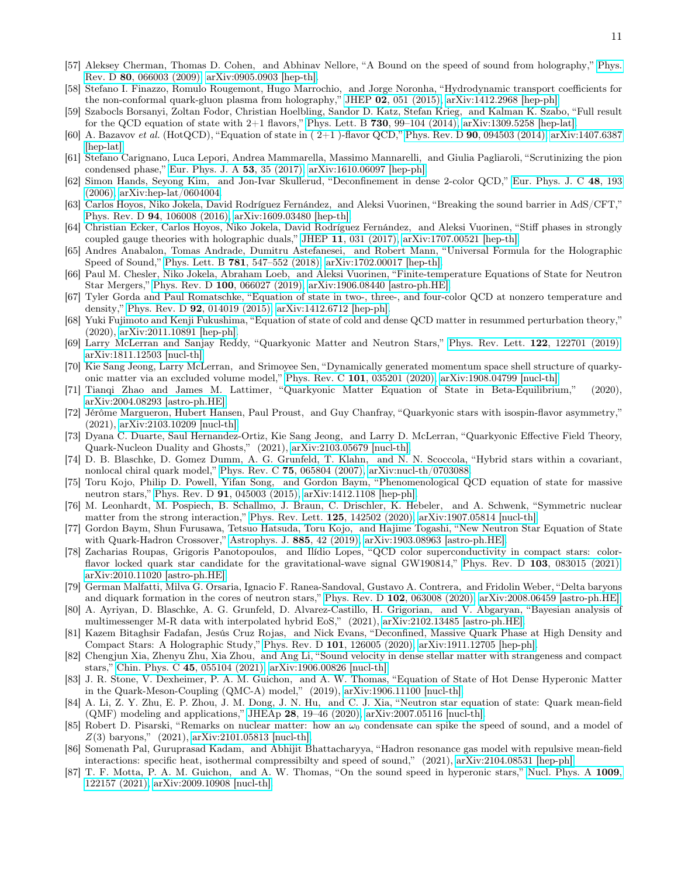[57] Aleksey Cherman, Thomas D. Cohen, and Abhinav Nellore, "A Bound on the speed of sound from holography," Phys. Rev. D **80**, 066003 (2009), arXiv:0905.0903 [hep-th].

[58] Stefano I. Finazzo, Romulo Rougemont, Hugo Marrochio, and Jorge Noronha, "Hydrodynamic transport coefficients for the non-conformal quark-gluon plasma from holography," JHEP **02**, 051 (2015), arXiv:1412.2968 [hep-ph].

[59] Szabocls Borsanyi, Zoltan Fodor, Christian Hoelbling, Sandor D. Katz, Stefan Krieg, and Kalman K. Szabo, "Full result for the QCD equation of state with 2+1 flavors," Phys. Lett. B **730**, 99–104 (2014), arXiv:1309.5258 [hep-lat].

[60] A. Bazavov *et al.* (HotQCD), "Equation of state in ( 2+1 )-flavor QCD," Phys. Rev. D **90**, 094503 (2014), arXiv:1407.6387 [hep-lat].

[61] Stefano Carignano, Luca Lepori, Andrea Mammarella, Massimo Mannarelli, and Giulia Pagliaroli, "Scrutinizing the pion condensed phase," Eur. Phys. J. A **53**, 35 (2017), arXiv:1610.06097 [hep-ph].

[62] Simon Hands, Seyong Kim, and Jon-Ivar Skullerud, "Deconfinement in dense 2-color QCD," Eur. Phys. J. C **48**, 193 (2006), arXiv:hep-lat/0604004.

[63] Carlos Hoyos, Niko Jokela, David Rodríguez Fernández, and Aleksi Vuorinen, "Breaking the sound barrier in AdS/CFT," Phys. Rev. D **94**, 106008 (2016), arXiv:1609.03480 [hep-th].

[64] Christian Ecker, Carlos Hoyos, Niko Jokela, David Rodríguez Fernández, and Aleksi Vuorinen, "Stiff phases in strongly coupled gauge theories with holographic duals," JHEP **11**, 031 (2017), arXiv:1707.00521 [hep-th].

[65] Andres Anabalon, Tomas Andrade, Dumitru Astefanesei, and Robert Mann, "Universal Formula for the Holographic Speed of Sound," Phys. Lett. B **781**, 547–552 (2018), arXiv:1702.00017 [hep-th].

[66] Paul M. Chesler, Niko Jokela, Abraham Loeb, and Aleksi Vuorinen, "Finite-temperature Equations of State for Neutron Star Mergers," Phys. Rev. D **100**, 066027 (2019), arXiv:1906.08440 [astro-ph.HE].

[67] Tyler Gorda and Paul Romatschke, "Equation of state in two-, three-, and four-color QCD at nonzero temperature and density," Phys. Rev. D **92**, 014019 (2015), arXiv:1412.6712 [hep-ph].

[68] Yuki Fujimoto and Kenji Fukushima, "Equation of state of cold and dense QCD matter in resummed perturbation theory," (2020), arXiv:2011.10891 [hep-ph].

[69] Larry McLerran and Sanjay Reddy, "Quarkyonic Matter and Neutron Stars," Phys. Rev. Lett. **122**, 122701 (2019), arXiv:1811.12503 [nucl-th].

[70] Kie Sang Jeong, Larry McLerran, and Srimoyee Sen, "Dynamically generated momentum space shell structure of quarkyonic matter via an excluded volume model," Phys. Rev. C **101**, 035201 (2020), arXiv:1908.04799 [nucl-th].

[71] Tianqi Zhao and James M. Lattimer, "Quarkyonic Matter Equation of State in Beta-Equilibrium," (2020), arXiv:2004.08293 [astro-ph.HE].

[72] Jérôme Margueron, Hubert Hansen, Paul Proust, and Guy Chanfray, "Quarkyonic stars with isospin-flavor asymmetry," (2021), arXiv:2103.10209 [nucl-th].

[73] Dyana C. Duarte, Saul Hernandez-Ortiz, Kie Sang Jeong, and Larry D. McLerran, "Quarkyonic Effective Field Theory, Quark-Nucleon Duality and Ghosts," (2021), arXiv:2103.05679 [nucl-th].

[74] D. B. Blaschke, D. Gomez Dumm, A. G. Grunfeld, T. Klahn, and N. N. Scoccola, "Hybrid stars within a covariant, nonlocal chiral quark model," Phys. Rev. C **75**, 065804 (2007), arXiv:nucl-th/0703088.

[75] Toru Kojo, Philip D. Powell, Yifan Song, and Gordon Baym, "Phenomenological QCD equation of state for massive neutron stars," Phys. Rev. D **91**, 045003 (2015), arXiv:1412.1108 [hep-ph].

[76] M. Leonhardt, M. Pospiech, B. Schallmo, J. Braun, C. Drischler, K. Hebeler, and A. Schwenk, "Symmetric nuclear matter from the strong interaction," Phys. Rev. Lett. **125**, 142502 (2020), arXiv:1907.05814 [nucl-th].

[77] Gordon Baym, Shun Furusawa, Tetsuo Hatsuda, Toru Kojo, and Hajime Togashi, "New Neutron Star Equation of State with Quark-Hadron Crossover," Astrophys. J. **885**, 42 (2019), arXiv:1903.08963 [astro-ph.HE].

[78] Zacharias Roupas, Grigoris Panotopoulos, and Ilídio Lopes, "QCD color superconductivity in compact stars: color-flavor locked quark star candidate for the gravitational-wave signal GW190814," Phys. Rev. D **103**, 083015 (2021), arXiv:2010.11020 [astro-ph.HE].

[79] German Malfatti, Milva G. Orsaria, Ignacio F. Ranea-Sandoval, Gustavo A. Contrera, and Fridolin Weber, "Delta baryons and diquark formation in the cores of neutron stars," Phys. Rev. D **102**, 063008 (2020), arXiv:2008.06459 [astro-ph.HE].

[80] A. Ayriyan, D. Blaschke, A. G. Grunfeld, D. Alvarez-Castillo, H. Grigorian, and V. Abgaryan, "Bayesian analysis of multimessenger M-R data with interpolated hybrid EoS," (2021), arXiv:2102.13485 [astro-ph.HE].

[81] Kazem Bitaghsir Fadafan, Jesús Cruz Rojas, and Nick Evans, "Deconfined, Massive Quark Phase at High Density and Compact Stars: A Holographic Study," Phys. Rev. D **101**, 126005 (2020), arXiv:1911.12705 [hep-ph].

[82] Chengjun Xia, Zhenyu Zhu, Xia Zhou, and Ang Li, "Sound velocity in dense stellar matter with strangeness and compact stars," Chin. Phys. C **45**, 055104 (2021), arXiv:1906.00826 [nucl-th].

[83] J. R. Stone, V. Dexheimer, P. A. M. Guichon, and A. W. Thomas, "Equation of State of Hot Dense Hyperonic Matter in the Quark-Meson-Coupling (QMC-A) model," (2019), arXiv:1906.11100 [nucl-th].

[84] A. Li, Z. Y. Zhu, E. P. Zhou, J. M. Dong, J. N. Hu, and C. J. Xia, "Neutron star equation of state: Quark mean-field (QMF) modeling and applications," JHEAp **28**, 19–46 (2020), arXiv:2007.05116 [nucl-th].

[85] Robert D. Pisarski, "Remarks on nuclear matter: how an $\omega_0$ condensate can spike the speed of sound, and a model of $Z(3)$ baryons," (2021), arXiv:2101.05813 [nucl-th].

[86] Somenath Pal, Guruprasad Kadam, and Abhijit Bhattacharyya, "Hadron resonance gas model with repulsive mean-field interactions: specific heat, isothermal compressibilty and speed of sound," (2021), arXiv:2104.08531 [hep-ph].

[87] T. F. Motta, P. A. M. Guichon, and A. W. Thomas, "On the sound speed in hyperonic stars," Nucl. Phys. A **1009**, 122157 (2021), arXiv:2009.10908 [nucl-th].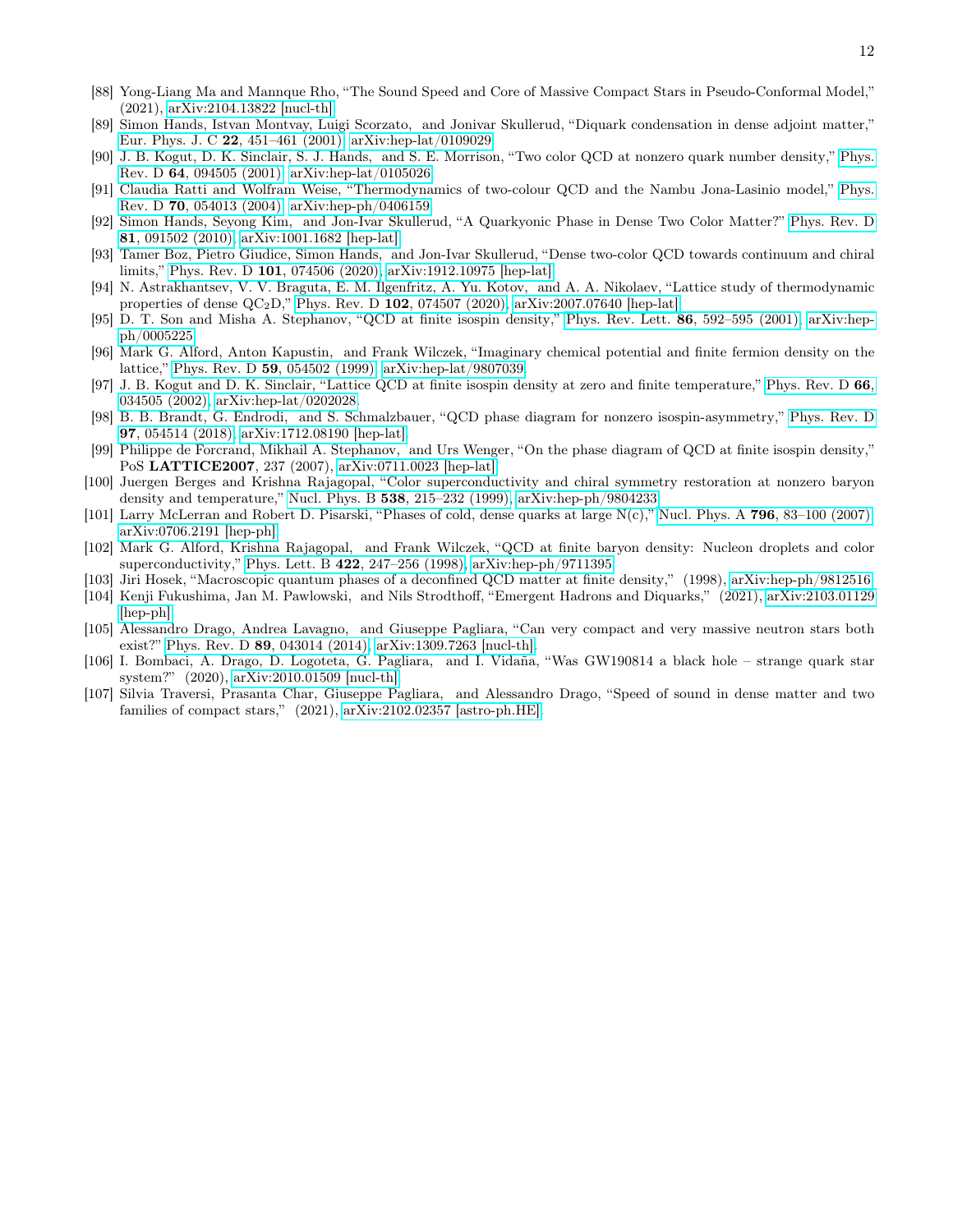[88] Yong-Liang Ma and Mannque Rho, "The Sound Speed and Core of Massive Compact Stars in Pseudo-Conformal Model," (2021), arXiv:2104.13822 [nucl-th].

[89] Simon Hands, Istvan Montvay, Luigi Scorzato, and Jonivar Skullerud, "Diquark condensation in dense adjoint matter," Eur. Phys. J. C **22**, 451–461 (2001), arXiv:hep-lat/0109029.

[90] J. B. Kogut, D. K. Sinclair, S. J. Hands, and S. E. Morrison, "Two color QCD at nonzero quark number density," Phys. Rev. D **64**, 094505 (2001), arXiv:hep-lat/0105026.

[91] Claudia Ratti and Wolfram Weise, "Thermodynamics of two-colour QCD and the Nambu Jona-Lasinio model," Phys. Rev. D **70**, 054013 (2004), arXiv:hep-ph/0406159.

[92] Simon Hands, Seyong Kim, and Jon-Ivar Skullerud, "A Quarkyonic Phase in Dense Two Color Matter?" Phys. Rev. D **81**, 091502 (2010), arXiv:1001.1682 [hep-lat].

[93] Tamer Boz, Pietro Giudice, Simon Hands, and Jon-Ivar Skullerud, "Dense two-color QCD towards continuum and chiral limits," Phys. Rev. D **101**, 074506 (2020), arXiv:1912.10975 [hep-lat].

[94] N. Astrakhantsev, V. V. Braguta, E. M. Ilgenfritz, A. Yu. Kotov, and A. A. Nikolaev, "Lattice study of thermodynamic properties of dense $QC_2D$," Phys. Rev. D **102**, 074507 (2020), arXiv:2007.07640 [hep-lat].

[95] D. T. Son and Misha A. Stephanov, "QCD at finite isospin density," Phys. Rev. Lett. **86**, 592–595 (2001), arXiv:hep-ph/0005225.

[96] Mark G. Alford, Anton Kapustin, and Frank Wilczek, "Imaginary chemical potential and finite fermion density on the lattice," Phys. Rev. D **59**, 054502 (1999), arXiv:hep-lat/9807039.

[97] J. B. Kogut and D. K. Sinclair, "Lattice QCD at finite isospin density at zero and finite temperature," Phys. Rev. D **66**, 034505 (2002), arXiv:hep-lat/0202028.

[98] B. B. Brandt, G. Endrodi, and S. Schmalzbauer, "QCD phase diagram for nonzero isospin-asymmetry," Phys. Rev. D **97**, 054514 (2018), arXiv:1712.08190 [hep-lat].

[99] Philippe de Forcrand, Mikhail A. Stephanov, and Urs Wenger, "On the phase diagram of QCD at finite isospin density," PoS **LATTICE2007**, 237 (2007), arXiv:0711.0023 [hep-lat].

[100] Juergen Berges and Krishna Rajagopal, "Color superconductivity and chiral symmetry restoration at nonzero baryon density and temperature," Nucl. Phys. B **538**, 215–232 (1999), arXiv:hep-ph/9804233.

[101] Larry McLerran and Robert D. Pisarski, "Phases of cold, dense quarks at large N(c)," Nucl. Phys. A **796**, 83–100 (2007), arXiv:0706.2191 [hep-ph].

[102] Mark G. Alford, Krishna Rajagopal, and Frank Wilczek, "QCD at finite baryon density: Nucleon droplets and color superconductivity," Phys. Lett. B **422**, 247–256 (1998), arXiv:hep-ph/9711395.

[103] Jiri Hosek, "Macroscopic quantum phases of a deconfined QCD matter at finite density," (1998), arXiv:hep-ph/9812516.

[104] Kenji Fukushima, Jan M. Pawlowski, and Nils Strodthoff, "Emergent Hadrons and Diquarks," (2021), arXiv:2103.01129 [hep-ph].

[105] Alessandro Drago, Andrea Lavagno, and Giuseppe Pagliara, "Can very compact and very massive neutron stars both exist?" Phys. Rev. D **89**, 043014 (2014), arXiv:1309.7263 [nucl-th].

[106] I. Bombaci, A. Drago, D. Logoteta, G. Pagliara, and I. Vidaña, "Was GW190814 a black hole – strange quark star system?" (2020), arXiv:2010.01509 [nucl-th].

[107] Silvia Traversi, Prasanta Char, Giuseppe Pagliara, and Alessandro Drago, "Speed of sound in dense matter and two families of compact stars," (2021), arXiv:2102.02357 [astro-ph.HE].